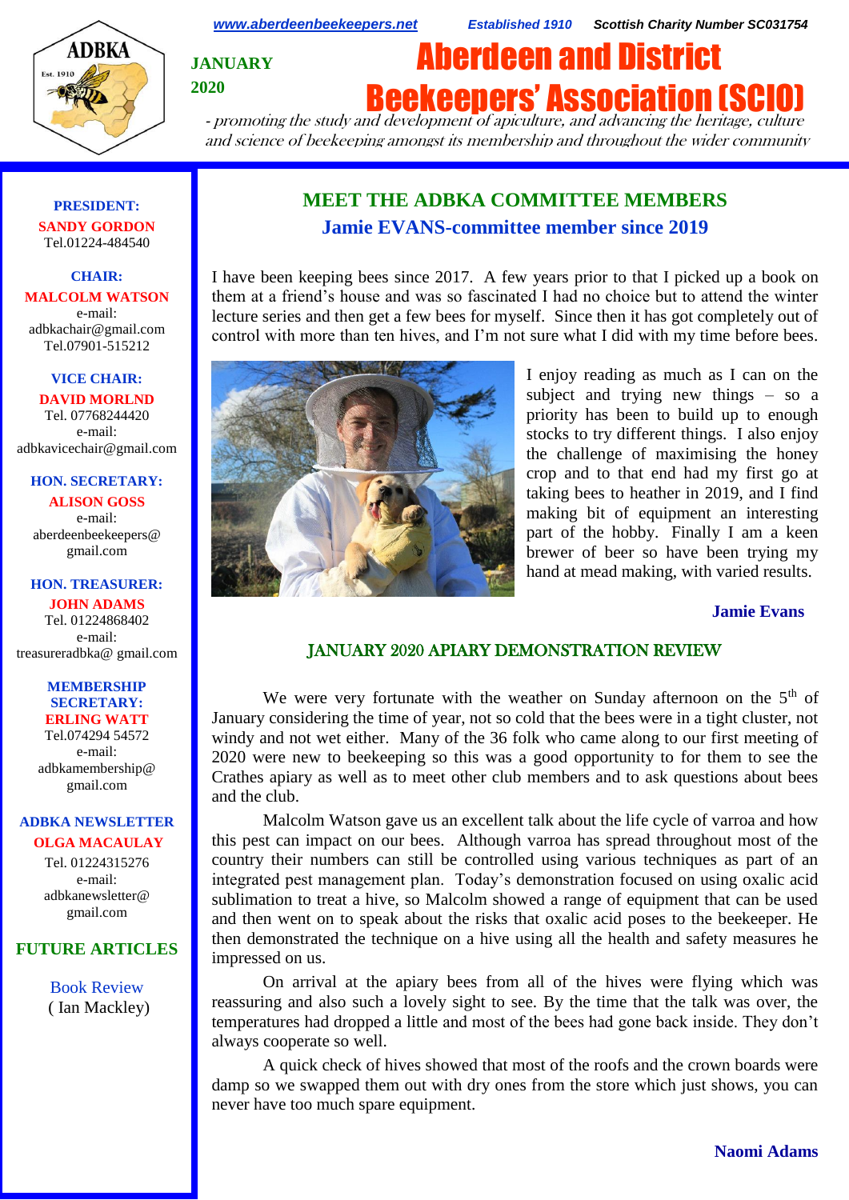www.aberdeenbeekeepers.net  Established 1910  Scottish Charity Number SC031754

ADBKA Est. 1910

JANUARY 2020

# Aberdeen and District Beekeepers' Association (SCIO)

*- promoting the study and development of apiculture, and advancing the heritage, culture and science of beekeeping amongst its membership and throughout the wider community*

**PRESIDENT:**
**SANDY GORDON**
Tel.01224-484540

**CHAIR:**
**MALCOLM WATSON**
e-mail: adbkachair@gmail.com
Tel.07901-515212

**VICE CHAIR:**
**DAVID MORLND**
Tel. 07768244420
e-mail: adbkavicechair@gmail.com

**HON. SECRETARY:**
**ALISON GOSS**
e-mail: aberdeenbeekeepers@gmail.com

**HON. TREASURER:**
**JOHN ADAMS**
Tel. 01224868402
e-mail: treasureradbka@ gmail.com

**MEMBERSHIP SECRETARY:**
**ERLING WATT**
Tel.074294 54572
e-mail: adbkamembership@gmail.com

**ADBKA NEWSLETTER**
**OLGA MACAULAY**
Tel. 01224315276
e-mail: adbkanewsletter@gmail.com

**FUTURE ARTICLES**

Book Review
( Ian Mackley)

## MEET THE ADBKA COMMITTEE MEMBERS

### Jamie EVANS-committee member since 2019

I have been keeping bees since 2017. A few years prior to that I picked up a book on them at a friend's house and was so fascinated I had no choice but to attend the winter lecture series and then get a few bees for myself. Since then it has got completely out of control with more than ten hives, and I'm not sure what I did with my time before bees.

I enjoy reading as much as I can on the subject and trying new things – so a priority has been to build up to enough stocks to try different things. I also enjoy the challenge of maximising the honey crop and to that end had my first go at taking bees to heather in 2019, and I find making bit of equipment an interesting part of the hobby. Finally I am a keen brewer of beer so have been trying my hand at mead making, with varied results.

**Jamie Evans**

## JANUARY 2020 APIARY DEMONSTRATION REVIEW

We were very fortunate with the weather on Sunday afternoon on the 5th of January considering the time of year, not so cold that the bees were in a tight cluster, not windy and not wet either. Many of the 36 folk who came along to our first meeting of 2020 were new to beekeeping so this was a good opportunity to for them to see the Crathes apiary as well as to meet other club members and to ask questions about bees and the club.

Malcolm Watson gave us an excellent talk about the life cycle of varroa and how this pest can impact on our bees. Although varroa has spread throughout most of the country their numbers can still be controlled using various techniques as part of an integrated pest management plan. Today's demonstration focused on using oxalic acid sublimation to treat a hive, so Malcolm showed a range of equipment that can be used and then went on to speak about the risks that oxalic acid poses to the beekeeper. He then demonstrated the technique on a hive using all the health and safety measures he impressed on us.

On arrival at the apiary bees from all of the hives were flying which was reassuring and also such a lovely sight to see. By the time that the talk was over, the temperatures had dropped a little and most of the bees had gone back inside. They don't always cooperate so well.

A quick check of hives showed that most of the roofs and the crown boards were damp so we swapped them out with dry ones from the store which just shows, you can never have too much spare equipment.

**Naomi Adams**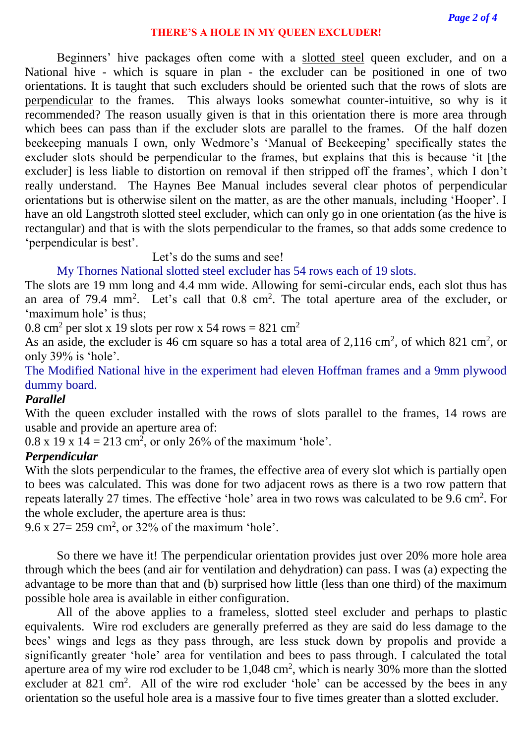## THERE'S A HOLE IN MY QUEEN EXCLUDER!

Beginners' hive packages often come with a slotted steel queen excluder, and on a National hive - which is square in plan - the excluder can be positioned in one of two orientations. It is taught that such excluders should be oriented such that the rows of slots are perpendicular to the frames. This always looks somewhat counter-intuitive, so why is it recommended? The reason usually given is that in this orientation there is more area through which bees can pass than if the excluder slots are parallel to the frames. Of the half dozen beekeeping manuals I own, only Wedmore's 'Manual of Beekeeping' specifically states the excluder slots should be perpendicular to the frames, but explains that this is because 'it [the excluder] is less liable to distortion on removal if then stripped off the frames', which I don't really understand. The Haynes Bee Manual includes several clear photos of perpendicular orientations but is otherwise silent on the matter, as are the other manuals, including 'Hooper'. I have an old Langstroth slotted steel excluder, which can only go in one orientation (as the hive is rectangular) and that is with the slots perpendicular to the frames, so that adds some credence to 'perpendicular is best'.

Let's do the sums and see!

My Thornes National slotted steel excluder has 54 rows each of 19 slots.

The slots are 19 mm long and 4.4 mm wide. Allowing for semi-circular ends, each slot thus has an area of 79.4 $mm^2$. Let's call that 0.8 $cm^2$. The total aperture area of the excluder, or 'maximum hole' is thus;

0.8 $cm^2$ per slot x 19 slots per row x 54 rows = 821 $cm^2$

As an aside, the excluder is 46 cm square so has a total area of 2,116 $cm^2$, of which 821 $cm^2$, or only 39% is 'hole'.

The Modified National hive in the experiment had eleven Hoffman frames and a 9mm plywood dummy board.

***Parallel***

With the queen excluder installed with the rows of slots parallel to the frames, 14 rows are usable and provide an aperture area of:

0.8 x 19 x 14 = 213 $cm^2$, or only 26% of the maximum 'hole'.

***Perpendicular***

With the slots perpendicular to the frames, the effective area of every slot which is partially open to bees was calculated. This was done for two adjacent rows as there is a two row pattern that repeats laterally 27 times. The effective 'hole' area in two rows was calculated to be 9.6 $cm^2$. For the whole excluder, the aperture area is thus:

9.6 x 27= 259 $cm^2$, or 32% of the maximum 'hole'.

So there we have it! The perpendicular orientation provides just over 20% more hole area through which the bees (and air for ventilation and dehydration) can pass. I was (a) expecting the advantage to be more than that and (b) surprised how little (less than one third) of the maximum possible hole area is available in either configuration.

All of the above applies to a frameless, slotted steel excluder and perhaps to plastic equivalents. Wire rod excluders are generally preferred as they are said do less damage to the bees' wings and legs as they pass through, are less stuck down by propolis and provide a significantly greater 'hole' area for ventilation and bees to pass through. I calculated the total aperture area of my wire rod excluder to be 1,048 $cm^2$, which is nearly 30% more than the slotted excluder at 821 $cm^2$. All of the wire rod excluder 'hole' can be accessed by the bees in any orientation so the useful hole area is a massive four to five times greater than a slotted excluder.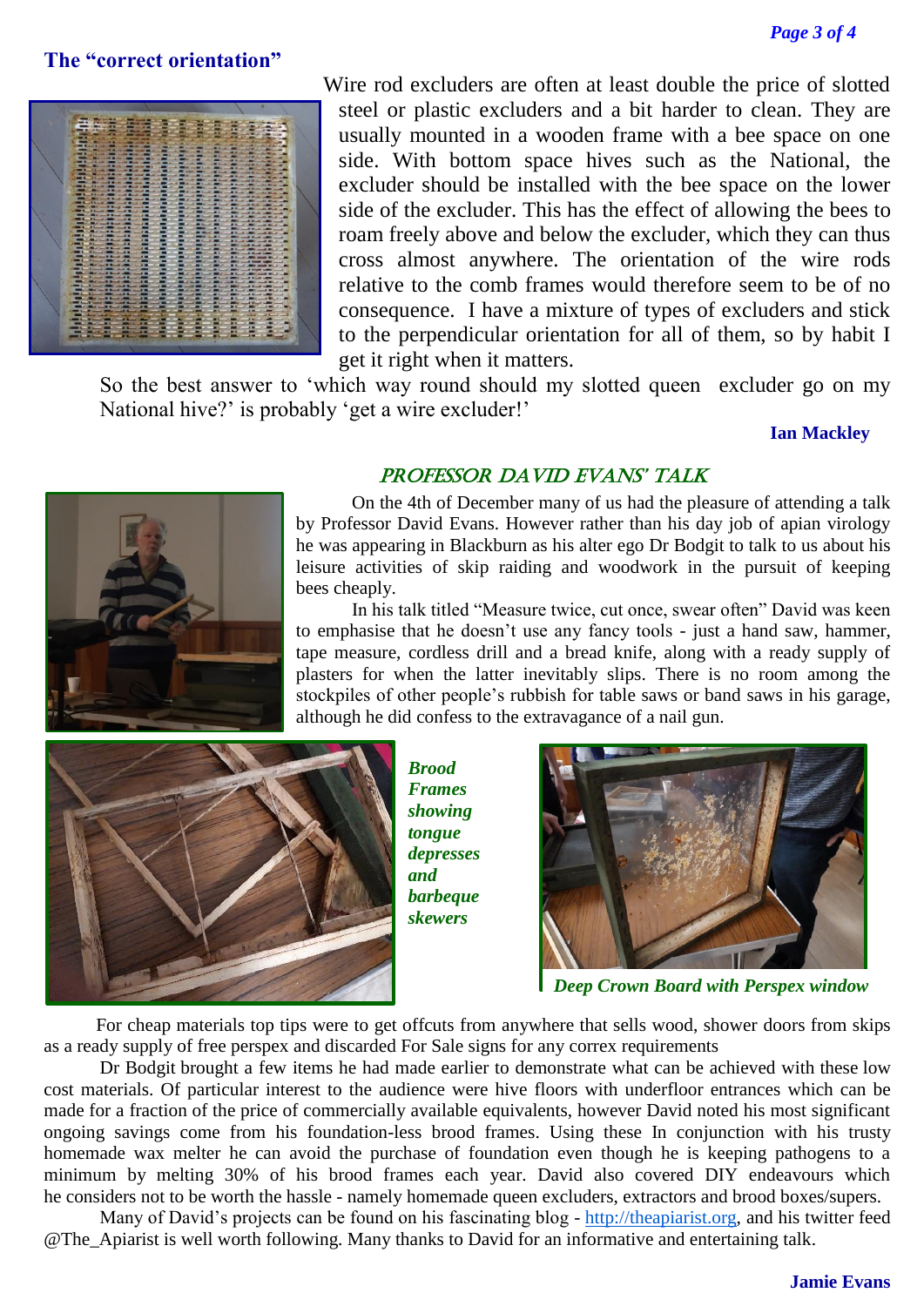### The "correct orientation"

Wire rod excluders are often at least double the price of slotted steel or plastic excluders and a bit harder to clean. They are usually mounted in a wooden frame with a bee space on one side. With bottom space hives such as the National, the excluder should be installed with the bee space on the lower side of the excluder. This has the effect of allowing the bees to roam freely above and below the excluder, which they can thus cross almost anywhere. The orientation of the wire rods relative to the comb frames would therefore seem to be of no consequence. I have a mixture of types of excluders and stick to the perpendicular orientation for all of them, so by habit I get it right when it matters.

So the best answer to 'which way round should my slotted queen excluder go on my National hive?' is probably 'get a wire excluder!'

**Ian Mackley**

## *PROFESSOR DAVID EVANS' TALK*

On the 4th of December many of us had the pleasure of attending a talk by Professor David Evans. However rather than his day job of apian virology he was appearing in Blackburn as his alter ego Dr Bodgit to talk to us about his leisure activities of skip raiding and woodwork in the pursuit of keeping bees cheaply.

In his talk titled "Measure twice, cut once, swear often" David was keen to emphasise that he doesn't use any fancy tools - just a hand saw, hammer, tape measure, cordless drill and a bread knife, along with a ready supply of plasters for when the latter inevitably slips. There is no room among the stockpiles of other people's rubbish for table saws or band saws in his garage, although he did confess to the extravagance of a nail gun.

***Brood Frames showing tongue depresses and barbeque skewers***

***Deep Crown Board with Perspex window***

For cheap materials top tips were to get offcuts from anywhere that sells wood, shower doors from skips as a ready supply of free perspex and discarded For Sale signs for any correx requirements

Dr Bodgit brought a few items he had made earlier to demonstrate what can be achieved with these low cost materials. Of particular interest to the audience were hive floors with underfloor entrances which can be made for a fraction of the price of commercially available equivalents, however David noted his most significant ongoing savings come from his foundation-less brood frames. Using these In conjunction with his trusty homemade wax melter he can avoid the purchase of foundation even though he is keeping pathogens to a minimum by melting 30% of his brood frames each year. David also covered DIY endeavours which he considers not to be worth the hassle - namely homemade queen excluders, extractors and brood boxes/supers.

Many of David's projects can be found on his fascinating blog - http://theapiarist.org, and his twitter feed @The_Apiarist is well worth following. Many thanks to David for an informative and entertaining talk.

**Jamie Evans**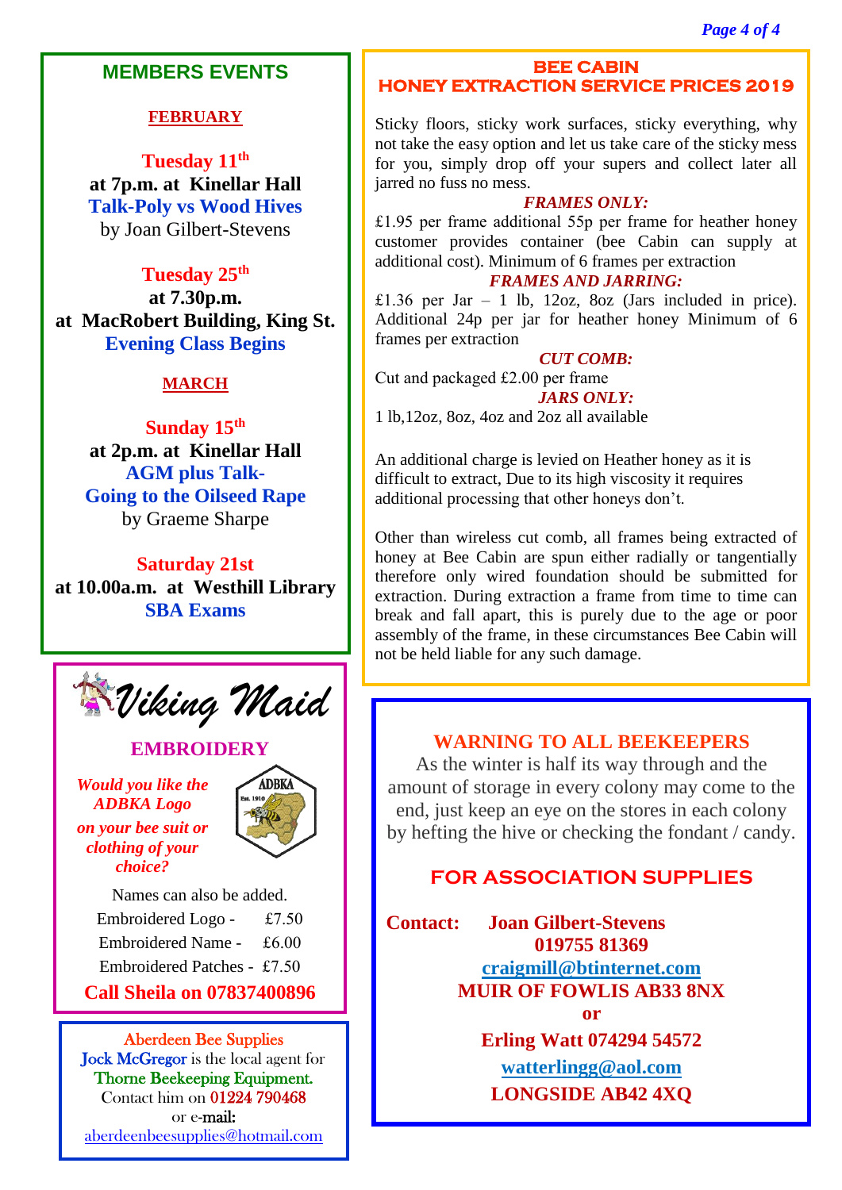## MEMBERS EVENTS

**FEBRUARY**

**Tuesday 11th**
**at 7p.m. at Kinellar Hall**
**Talk-Poly vs Wood Hives**
by Joan Gilbert-Stevens

**Tuesday 25th**
**at 7.30p.m.**
**at MacRobert Building, King St.**
**Evening Class Begins**

**MARCH**

**Sunday 15th**
**at 2p.m. at Kinellar Hall**
**AGM plus Talk-**
**Going to the Oilseed Rape**
by Graeme Sharpe

**Saturday 21st**
**at 10.00a.m. at Westhill Library**
**SBA Exams**

## Viking Maid

### EMBROIDERY

*Would you like the ADBKA Logo on your bee suit or clothing of your choice?*

ADBKA Est. 1910

Names can also be added.

Embroidered Logo - £7.50
Embroidered Name - £6.00
Embroidered Patches - £7.50

**Call Sheila on 07837400896**

Aberdeen Bee Supplies
Jock McGregor is the local agent for Thorne Beekeeping Equipment.
Contact him on 01224 790468
or e-mail:
aberdeenbeesupplies@hotmail.com

## BEE CABIN HONEY EXTRACTION SERVICE PRICES 2019

Sticky floors, sticky work surfaces, sticky everything, why not take the easy option and let us take care of the sticky mess for you, simply drop off your supers and collect later all jarred no fuss no mess.

***FRAMES ONLY:***
£1.95 per frame additional 55p per frame for heather honey customer provides container (bee Cabin can supply at additional cost). Minimum of 6 frames per extraction

***FRAMES AND JARRING:***
£1.36 per Jar – 1 lb, 12oz, 8oz (Jars included in price). Additional 24p per jar for heather honey Minimum of 6 frames per extraction

***CUT COMB:***
Cut and packaged £2.00 per frame

***JARS ONLY:***
1 lb,12oz, 8oz, 4oz and 2oz all available

An additional charge is levied on Heather honey as it is difficult to extract, Due to its high viscosity it requires additional processing that other honeys don't.

Other than wireless cut comb, all frames being extracted of honey at Bee Cabin are spun either radially or tangentially therefore only wired foundation should be submitted for extraction. During extraction a frame from time to time can break and fall apart, this is purely due to the age or poor assembly of the frame, in these circumstances Bee Cabin will not be held liable for any such damage.

## WARNING TO ALL BEEKEEPERS

As the winter is half its way through and the amount of storage in every colony may come to the end, just keep an eye on the stores in each colony by hefting the hive or checking the fondant / candy.

## FOR ASSOCIATION SUPPLIES

**Contact: Joan Gilbert-Stevens**
**019755 81369**
**craigmill@btinternet.com**
**MUIR OF FOWLIS AB33 8NX**
**or**
**Erling Watt 074294 54572**
**watterlingg@aol.com**
**LONGSIDE AB42 4XQ**